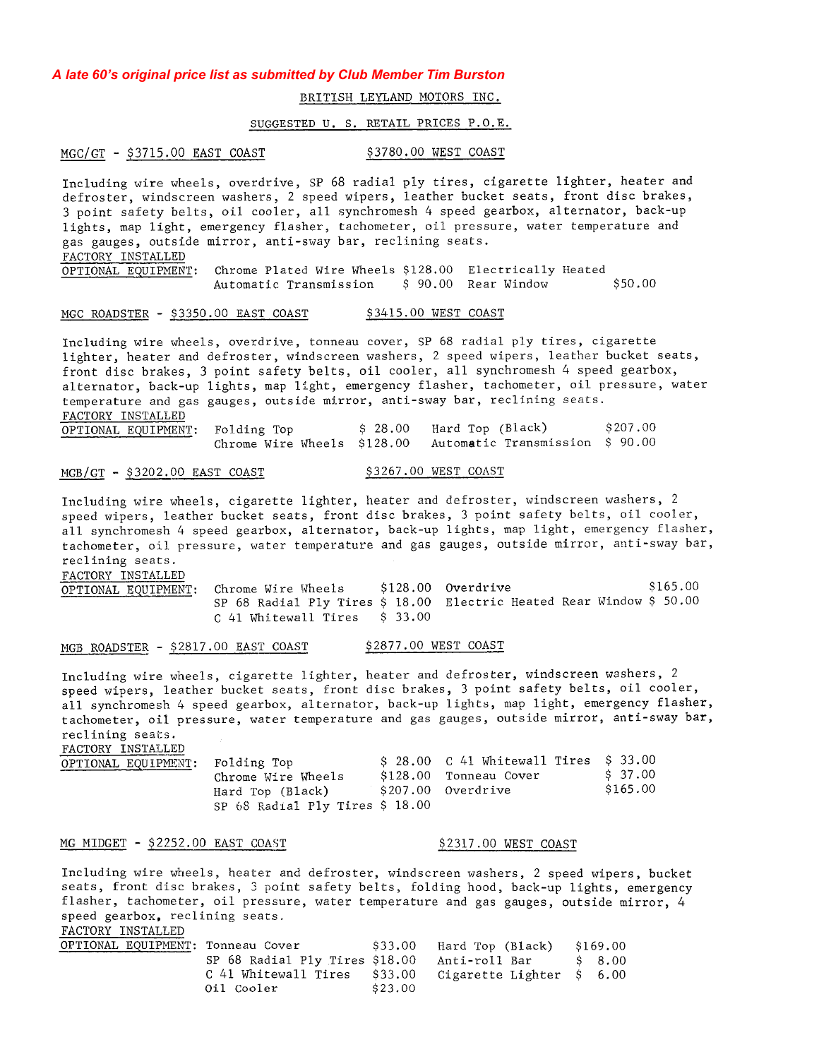*A late 60's original price list as submitted by Club Member Tim Burston*

BRITISH LEYLAND MOTORS INC.

SUGGESTED U. S. RETAIL PRICES P.O.E.

## MGC/GT - $3715.00 EAST COAST $3780.00 WEST COAST

Including wire wheels, overdrive, SP 68 radial ply tires, cigarette lighter, heater and defroster, windscreen washers, 2 speed wipers, leather bucket seats, front disc brakes, 3 point safety belts, oil cooler, all synchromesh 4 speed gearbox, alternator, back-up lights, map light, emergency flasher, tachometer, oil pressure, water temperature and gas gauges, outside mirror, anti-sway bar, reclining seats.

FACTORY INSTALLED OPTIONAL EQUIPMENT:

| Item | Price | Item | Price |
|---|---|---|---|
| Chrome Plated Wire Wheels | $128.00 | Electrically Heated Rear Window | $50.00 |
| Automatic Transmission | $ 90.00 | | |

## MGC ROADSTER - $3350.00 EAST COAST $3415.00 WEST COAST

Including wire wheels, overdrive, tonneau cover, SP 68 radial ply tires, cigarette lighter, heater and defroster, windscreen washers, 2 speed wipers, leather bucket seats, front disc brakes, 3 point safety belts, oil cooler, all synchromesh 4 speed gearbox, alternator, back-up lights, map light, emergency flasher, tachometer, oil pressure, water temperature and gas gauges, outside mirror, anti-sway bar, reclining seats.

FACTORY INSTALLED OPTIONAL EQUIPMENT:

| Item | Price | Item | Price |
|---|---|---|---|
| Folding Top | $ 28.00 | Hard Top (Black) | $207.00 |
| Chrome Wire Wheels | $128.00 | Automatic Transmission | $ 90.00 |

## MGB/GT - $3202.00 EAST COAST $3267.00 WEST COAST

Including wire wheels, cigarette lighter, heater and defroster, windscreen washers, 2 speed wipers, leather bucket seats, front disc brakes, 3 point safety belts, oil cooler, all synchromesh 4 speed gearbox, alternator, back-up lights, map light, emergency flasher, tachometer, oil pressure, water temperature and gas gauges, outside mirror, anti-sway bar, reclining seats.

FACTORY INSTALLED OPTIONAL EQUIPMENT:

| Item | Price | Item | Price |
|---|---|---|---|
| Chrome Wire Wheels | $128.00 | Overdrive | $165.00 |
| SP 68 Radial Ply Tires | $ 18.00 | Electric Heated Rear Window | $ 50.00 |
| C 41 Whitewall Tires | $ 33.00 | | |

## MGB ROADSTER - $2817.00 EAST COAST $2877.00 WEST COAST

Including wire wheels, cigarette lighter, heater and defroster, windscreen washers, 2 speed wipers, leather bucket seats, front disc brakes, 3 point safety belts, oil cooler, all synchromesh 4 speed gearbox, alternator, back-up lights, map light, emergency flasher, tachometer, oil pressure, water temperature and gas gauges, outside mirror, anti-sway bar, reclining seats.

FACTORY INSTALLED OPTIONAL EQUIPMENT:

| Item | Price | Item | Price |
|---|---|---|---|
| Folding Top | $ 28.00 | C 41 Whitewall Tires | $ 33.00 |
| Chrome Wire Wheels | $128.00 | Tonneau Cover | $ 37.00 |
| Hard Top (Black) | $207.00 | Overdrive | $165.00 |
| SP 68 Radial Ply Tires | $ 18.00 | | |

## MG MIDGET - $2252.00 EAST COAST $2317.00 WEST COAST

Including wire wheels, heater and defroster, windscreen washers, 2 speed wipers, bucket seats, front disc brakes, 3 point safety belts, folding hood, back-up lights, emergency flasher, tachometer, oil pressure, water temperature and gas gauges, outside mirror, 4 speed gearbox, reclining seats.

FACTORY INSTALLED OPTIONAL EQUIPMENT:

| Item | Price | Item | Price |
|---|---|---|---|
| Tonneau Cover | $33.00 | Hard Top (Black) | $169.00 |
| SP 68 Radial Ply Tires | $18.00 | Anti-roll Bar | $ 8.00 |
| C 41 Whitewall Tires | $33.00 | Cigarette Lighter | $ 6.00 |
| Oil Cooler | $23.00 | | |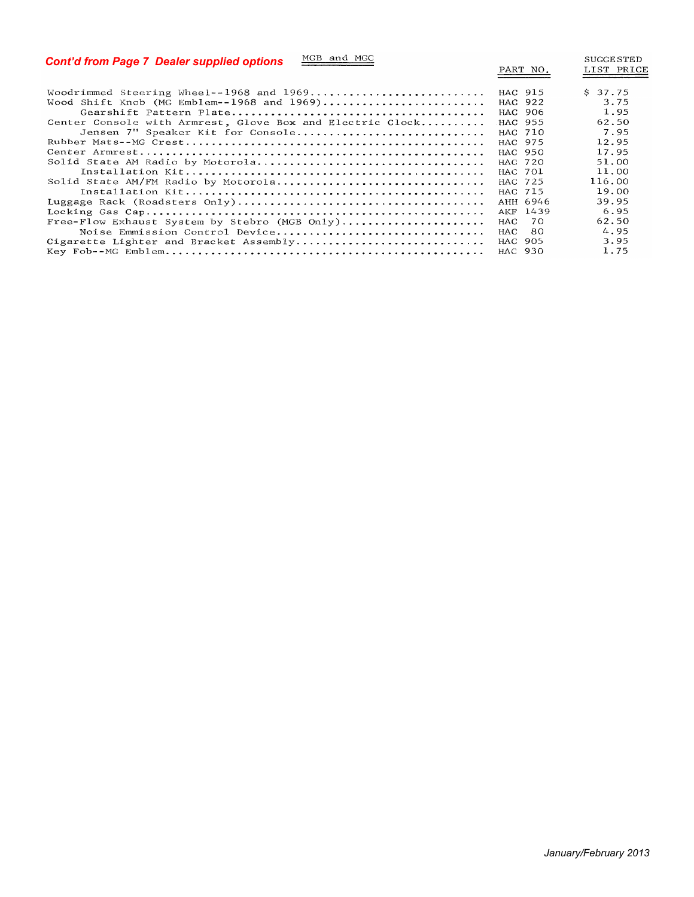***Cont'd from Page 7 Dealer supplied options***

MGB and MGC

| | PART NO. | SUGGESTED LIST PRICE |
|---|---|---|
| Woodrimmed Steering Wheel--1968 and 1969 | HAC 915 | $ 37.75 |
| Wood Shift Knob (MG Emblem--1968 and 1969) | HAC 922 | 3.75 |
| Gearshift Pattern Plate | HAC 906 | 1.95 |
| Center Console with Armrest, Glove Box and Electric Clock | HAC 955 | 62.50 |
| Jensen 7" Speaker Kit for Console | HAC 710 | 7.95 |
| Rubber Mats--MG Crest | HAC 975 | 12.95 |
| Center Armrest | HAC 950 | 17.95 |
| Solid State AM Radio by Motorola | HAC 720 | 51.00 |
| Installation Kit | HAC 701 | 11.00 |
| Solid State AM/FM Radio by Motorola | HAC 725 | 116.00 |
| Installation Kit | HAC 715 | 19.00 |
| Luggage Rack (Roadsters Only) | AHH 6946 | 39.95 |
| Locking Gas Cap | AKF 1439 | 6.95 |
| Free-Flow Exhaust System by Stebro (MGB Only) | HAC 70 | 62.50 |
| Noise Emmission Control Device | HAC 80 | 4.95 |
| Cigarette Lighter and Bracket Assembly | HAC 905 | 3.95 |
| Key Fob--MG Emblem | HAC 930 | 1.75 |